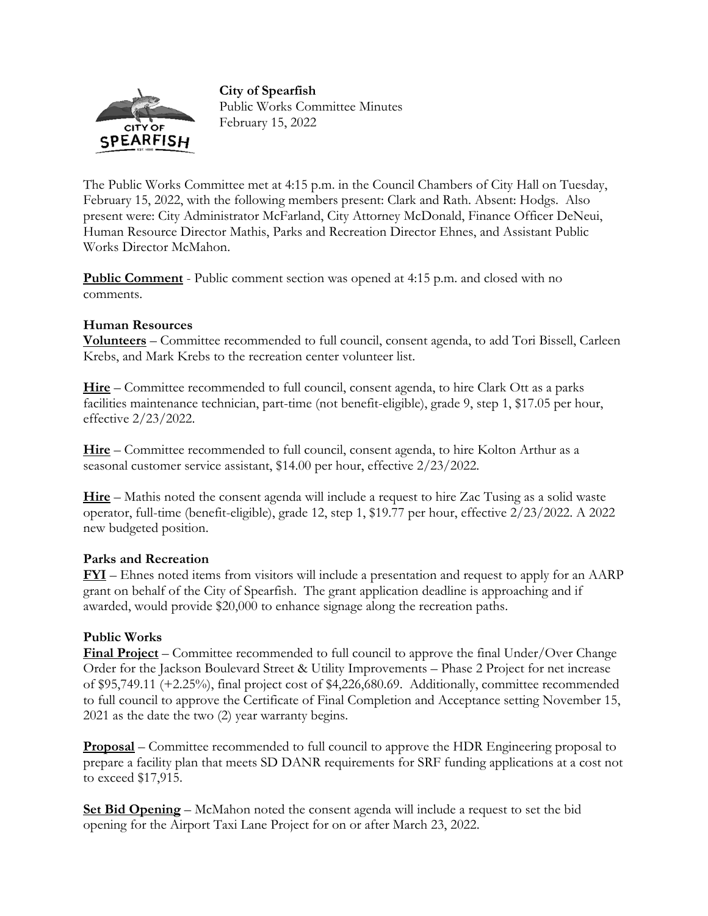**City of Spearfish**
Public Works Committee Minutes
February 15, 2022

The Public Works Committee met at 4:15 p.m. in the Council Chambers of City Hall on Tuesday, February 15, 2022, with the following members present: Clark and Rath. Absent: Hodgs. Also present were: City Administrator McFarland, City Attorney McDonald, Finance Officer DeNeui, Human Resource Director Mathis, Parks and Recreation Director Ehnes, and Assistant Public Works Director McMahon.

**Public Comment** - Public comment section was opened at 4:15 p.m. and closed with no comments.

**Human Resources**

**Volunteers** – Committee recommended to full council, consent agenda, to add Tori Bissell, Carleen Krebs, and Mark Krebs to the recreation center volunteer list.

**Hire** – Committee recommended to full council, consent agenda, to hire Clark Ott as a parks facilities maintenance technician, part-time (not benefit-eligible), grade 9, step 1, $17.05 per hour, effective 2/23/2022.

**Hire** – Committee recommended to full council, consent agenda, to hire Kolton Arthur as a seasonal customer service assistant, $14.00 per hour, effective 2/23/2022.

**Hire** – Mathis noted the consent agenda will include a request to hire Zac Tusing as a solid waste operator, full-time (benefit-eligible), grade 12, step 1, $19.77 per hour, effective 2/23/2022. A 2022 new budgeted position.

**Parks and Recreation**

**FYI** – Ehnes noted items from visitors will include a presentation and request to apply for an AARP grant on behalf of the City of Spearfish. The grant application deadline is approaching and if awarded, would provide $20,000 to enhance signage along the recreation paths.

**Public Works**

**Final Project** – Committee recommended to full council to approve the final Under/Over Change Order for the Jackson Boulevard Street & Utility Improvements – Phase 2 Project for net increase of $95,749.11 (+2.25%), final project cost of $4,226,680.69. Additionally, committee recommended to full council to approve the Certificate of Final Completion and Acceptance setting November 15, 2021 as the date the two (2) year warranty begins.

**Proposal** – Committee recommended to full council to approve the HDR Engineering proposal to prepare a facility plan that meets SD DANR requirements for SRF funding applications at a cost not to exceed $17,915.

**Set Bid Opening** – McMahon noted the consent agenda will include a request to set the bid opening for the Airport Taxi Lane Project for on or after March 23, 2022.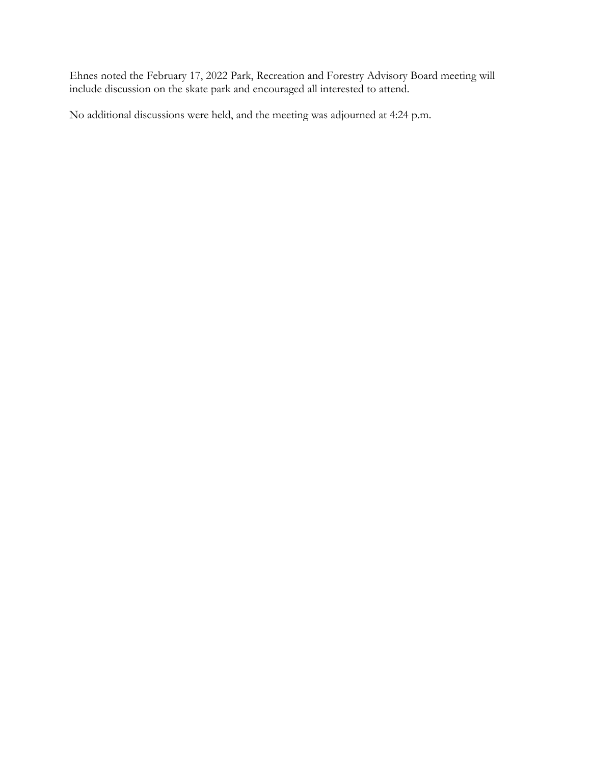Ehnes noted the February 17, 2022 Park, Recreation and Forestry Advisory Board meeting will include discussion on the skate park and encouraged all interested to attend.

No additional discussions were held, and the meeting was adjourned at 4:24 p.m.